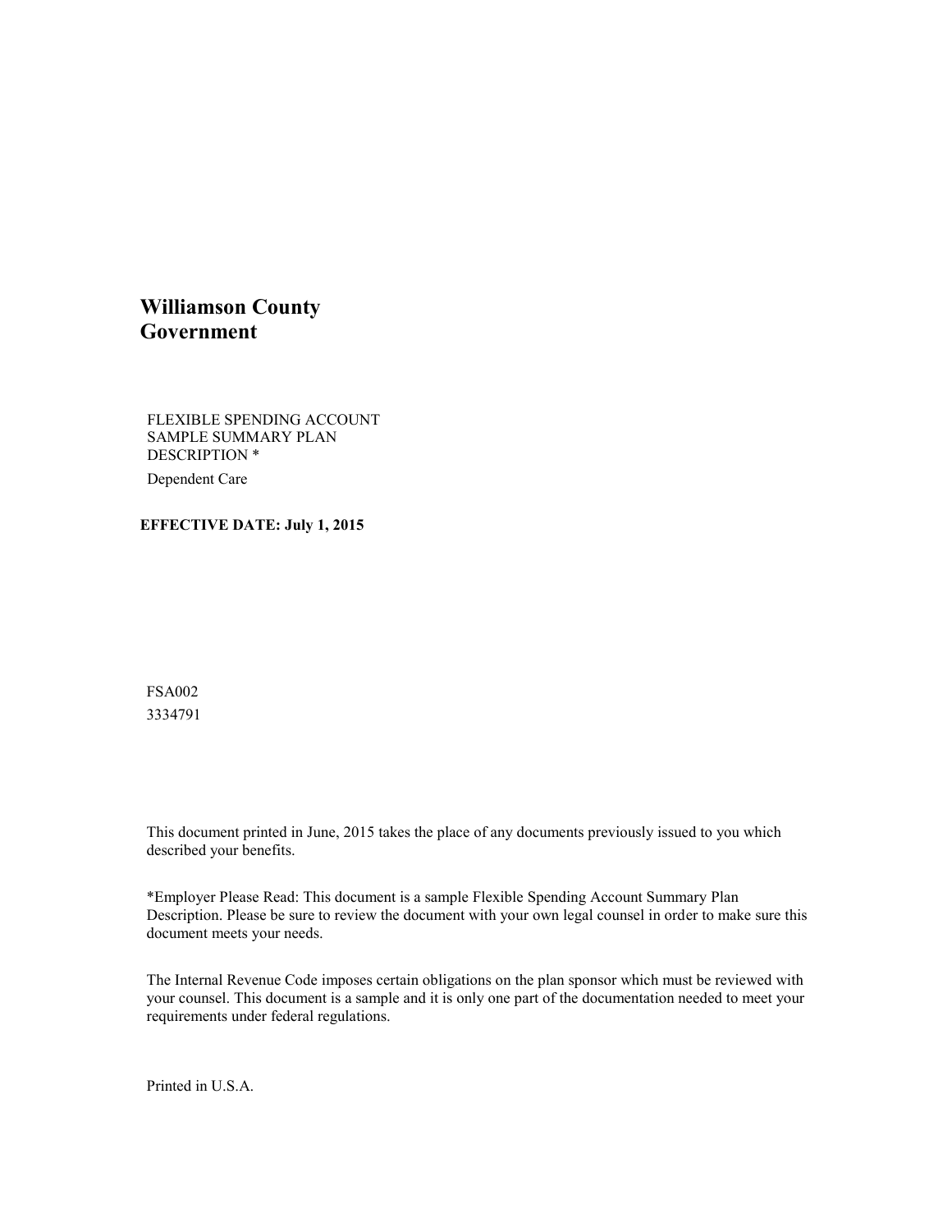# Williamson County Government

FLEXIBLE SPENDING ACCOUNT SAMPLE SUMMARY PLAN DESCRIPTION *

Dependent Care

**EFFECTIVE DATE: July 1, 2015**

FSA002

3334791

This document printed in June, 2015 takes the place of any documents previously issued to you which described your benefits.

*Employer Please Read: This document is a sample Flexible Spending Account Summary Plan Description. Please be sure to review the document with your own legal counsel in order to make sure this document meets your needs.

The Internal Revenue Code imposes certain obligations on the plan sponsor which must be reviewed with your counsel. This document is a sample and it is only one part of the documentation needed to meet your requirements under federal regulations.

Printed in U.S.A.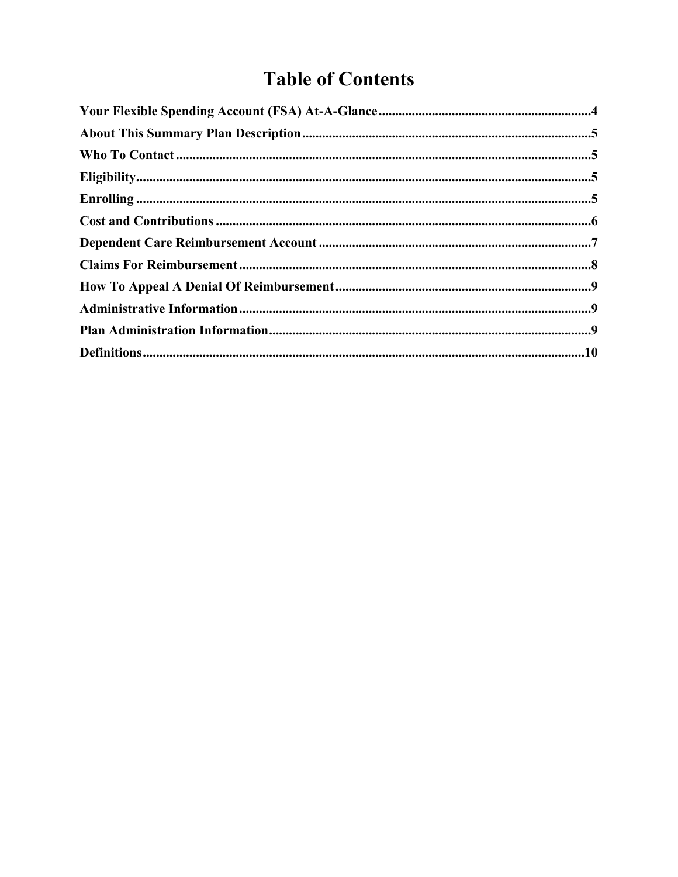# Table of Contents

**Your Flexible Spending Account (FSA) At-A-Glance** ........................................ 4

**About This Summary Plan Description** ........................................ 5

**Who To Contact** ........................................ 5

**Eligibility** ........................................ 5

**Enrolling** ........................................ 5

**Cost and Contributions** ........................................ 6

**Dependent Care Reimbursement Account** ........................................ 7

**Claims For Reimbursement** ........................................ 8

**How To Appeal A Denial Of Reimbursement** ........................................ 9

**Administrative Information** ........................................ 9

**Plan Administration Information** ........................................ 9

**Definitions** ........................................ 10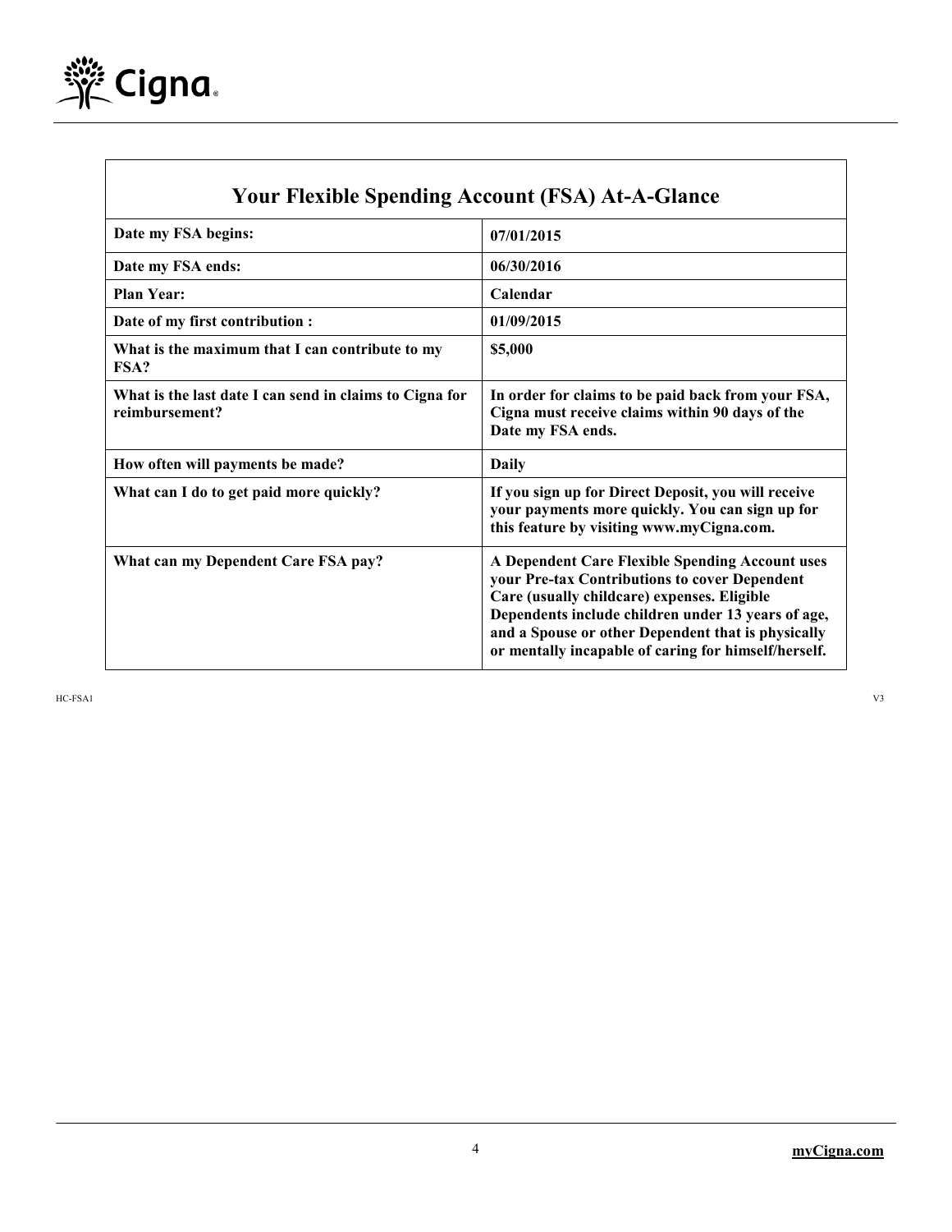## Your Flexible Spending Account (FSA) At-A-Glance

| | |
|---|---|
| **Date my FSA begins:** | **07/01/2015** |
| **Date my FSA ends:** | **06/30/2016** |
| **Plan Year:** | **Calendar** |
| **Date of my first contribution :** | **01/09/2015** |
| **What is the maximum that I can contribute to my FSA?** | **$5,000** |
| **What is the last date I can send in claims to Cigna for reimbursement?** | **In order for claims to be paid back from your FSA, Cigna must receive claims within 90 days of the Date my FSA ends.** |
| **How often will payments be made?** | **Daily** |
| **What can I do to get paid more quickly?** | **If you sign up for Direct Deposit, you will receive your payments more quickly. You can sign up for this feature by visiting www.myCigna.com.** |
| **What can my Dependent Care FSA pay?** | **A Dependent Care Flexible Spending Account uses your Pre-tax Contributions to cover Dependent Care (usually childcare) expenses. Eligible Dependents include children under 13 years of age, and a Spouse or other Dependent that is physically or mentally incapable of caring for himself/herself.** |

HC-FSA1 V3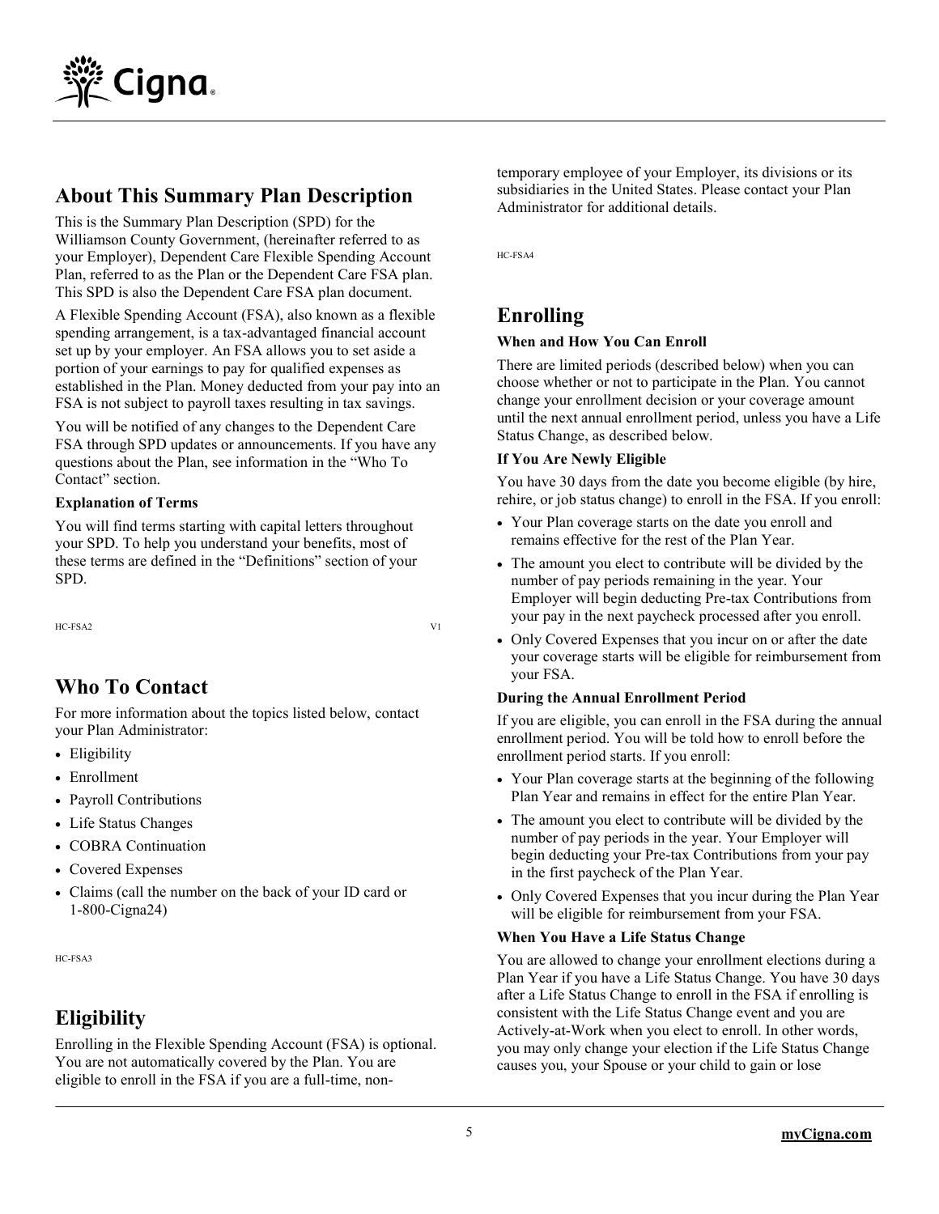## About This Summary Plan Description

This is the Summary Plan Description (SPD) for the Williamson County Government, (hereinafter referred to as your Employer), Dependent Care Flexible Spending Account Plan, referred to as the Plan or the Dependent Care FSA plan. This SPD is also the Dependent Care FSA plan document.

A Flexible Spending Account (FSA), also known as a flexible spending arrangement, is a tax-advantaged financial account set up by your employer. An FSA allows you to set aside a portion of your earnings to pay for qualified expenses as established in the Plan. Money deducted from your pay into an FSA is not subject to payroll taxes resulting in tax savings.

You will be notified of any changes to the Dependent Care FSA through SPD updates or announcements. If you have any questions about the Plan, see information in the "Who To Contact" section.

**Explanation of Terms**

You will find terms starting with capital letters throughout your SPD. To help you understand your benefits, most of these terms are defined in the "Definitions" section of your SPD.

HC-FSA2 V1

## Who To Contact

For more information about the topics listed below, contact your Plan Administrator:

- Eligibility
- Enrollment
- Payroll Contributions
- Life Status Changes
- COBRA Continuation
- Covered Expenses
- Claims (call the number on the back of your ID card or 1-800-Cigna24)

HC-FSA3

## Eligibility

Enrolling in the Flexible Spending Account (FSA) is optional. You are not automatically covered by the Plan. You are eligible to enroll in the FSA if you are a full-time, non-temporary employee of your Employer, its divisions or its subsidiaries in the United States. Please contact your Plan Administrator for additional details.

HC-FSA4

## Enrolling

**When and How You Can Enroll**

There are limited periods (described below) when you can choose whether or not to participate in the Plan. You cannot change your enrollment decision or your coverage amount until the next annual enrollment period, unless you have a Life Status Change, as described below.

**If You Are Newly Eligible**

You have 30 days from the date you become eligible (by hire, rehire, or job status change) to enroll in the FSA. If you enroll:

- Your Plan coverage starts on the date you enroll and remains effective for the rest of the Plan Year.
- The amount you elect to contribute will be divided by the number of pay periods remaining in the year. Your Employer will begin deducting Pre-tax Contributions from your pay in the next paycheck processed after you enroll.
- Only Covered Expenses that you incur on or after the date your coverage starts will be eligible for reimbursement from your FSA.

**During the Annual Enrollment Period**

If you are eligible, you can enroll in the FSA during the annual enrollment period. You will be told how to enroll before the enrollment period starts. If you enroll:

- Your Plan coverage starts at the beginning of the following Plan Year and remains in effect for the entire Plan Year.
- The amount you elect to contribute will be divided by the number of pay periods in the year. Your Employer will begin deducting your Pre-tax Contributions from your pay in the first paycheck of the Plan Year.
- Only Covered Expenses that you incur during the Plan Year will be eligible for reimbursement from your FSA.

**When You Have a Life Status Change**

You are allowed to change your enrollment elections during a Plan Year if you have a Life Status Change. You have 30 days after a Life Status Change to enroll in the FSA if enrolling is consistent with the Life Status Change event and you are Actively-at-Work when you elect to enroll. In other words, you may only change your election if the Life Status Change causes you, your Spouse or your child to gain or lose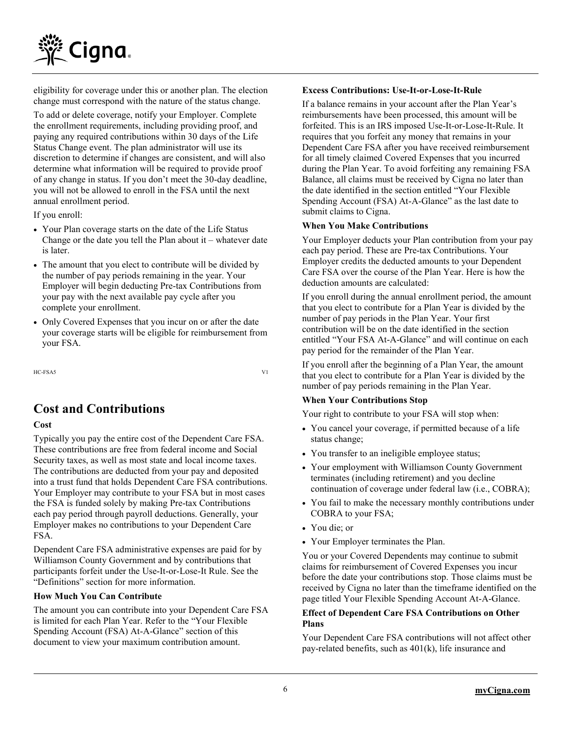eligibility for coverage under this or another plan. The election change must correspond with the nature of the status change.

To add or delete coverage, notify your Employer. Complete the enrollment requirements, including providing proof, and paying any required contributions within 30 days of the Life Status Change event. The plan administrator will use its discretion to determine if changes are consistent, and will also determine what information will be required to provide proof of any change in status. If you don't meet the 30-day deadline, you will not be allowed to enroll in the FSA until the next annual enrollment period.

If you enroll:

- Your Plan coverage starts on the date of the Life Status Change or the date you tell the Plan about it – whatever date is later.
- The amount that you elect to contribute will be divided by the number of pay periods remaining in the year. Your Employer will begin deducting Pre-tax Contributions from your pay with the next available pay cycle after you complete your enrollment.
- Only Covered Expenses that you incur on or after the date your coverage starts will be eligible for reimbursement from your FSA.

HC-FSA5 V1

# Cost and Contributions

**Cost**

Typically you pay the entire cost of the Dependent Care FSA. These contributions are free from federal income and Social Security taxes, as well as most state and local income taxes. The contributions are deducted from your pay and deposited into a trust fund that holds Dependent Care FSA contributions. Your Employer may contribute to your FSA but in most cases the FSA is funded solely by making Pre-tax Contributions each pay period through payroll deductions. Generally, your Employer makes no contributions to your Dependent Care FSA.

Dependent Care FSA administrative expenses are paid for by Williamson County Government and by contributions that participants forfeit under the Use-It-or-Lose-It Rule. See the "Definitions" section for more information.

**How Much You Can Contribute**

The amount you can contribute into your Dependent Care FSA is limited for each Plan Year. Refer to the "Your Flexible Spending Account (FSA) At-A-Glance" section of this document to view your maximum contribution amount.

**Excess Contributions: Use-It-or-Lose-It-Rule**

If a balance remains in your account after the Plan Year's reimbursements have been processed, this amount will be forfeited. This is an IRS imposed Use-It-or-Lose-It-Rule. It requires that you forfeit any money that remains in your Dependent Care FSA after you have received reimbursement for all timely claimed Covered Expenses that you incurred during the Plan Year. To avoid forfeiting any remaining FSA Balance, all claims must be received by Cigna no later than the date identified in the section entitled "Your Flexible Spending Account (FSA) At-A-Glance" as the last date to submit claims to Cigna.

**When You Make Contributions**

Your Employer deducts your Plan contribution from your pay each pay period. These are Pre-tax Contributions. Your Employer credits the deducted amounts to your Dependent Care FSA over the course of the Plan Year. Here is how the deduction amounts are calculated:

If you enroll during the annual enrollment period, the amount that you elect to contribute for a Plan Year is divided by the number of pay periods in the Plan Year. Your first contribution will be on the date identified in the section entitled "Your FSA At-A-Glance" and will continue on each pay period for the remainder of the Plan Year.

If you enroll after the beginning of a Plan Year, the amount that you elect to contribute for a Plan Year is divided by the number of pay periods remaining in the Plan Year.

**When Your Contributions Stop**

Your right to contribute to your FSA will stop when:

- You cancel your coverage, if permitted because of a life status change;
- You transfer to an ineligible employee status;
- Your employment with Williamson County Government terminates (including retirement) and you decline continuation of coverage under federal law (i.e., COBRA);
- You fail to make the necessary monthly contributions under COBRA to your FSA;
- You die; or
- Your Employer terminates the Plan.

You or your Covered Dependents may continue to submit claims for reimbursement of Covered Expenses you incur before the date your contributions stop. Those claims must be received by Cigna no later than the timeframe identified on the page titled Your Flexible Spending Account At-A-Glance.

**Effect of Dependent Care FSA Contributions on Other Plans**

Your Dependent Care FSA contributions will not affect other pay-related benefits, such as 401(k), life insurance and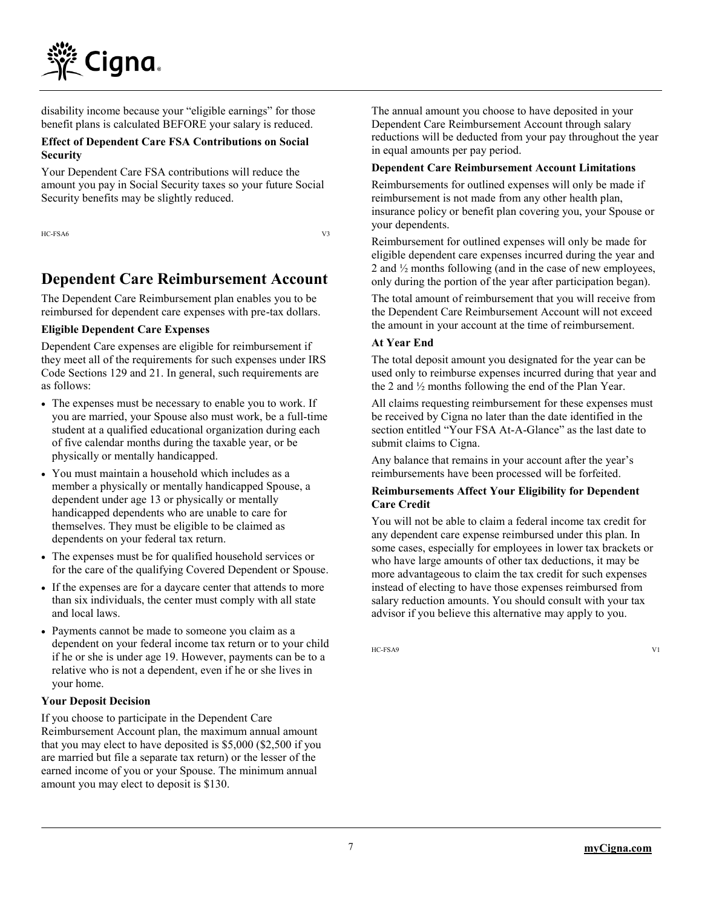disability income because your "eligible earnings" for those benefit plans is calculated BEFORE your salary is reduced.

**Effect of Dependent Care FSA Contributions on Social Security**

Your Dependent Care FSA contributions will reduce the amount you pay in Social Security taxes so your future Social Security benefits may be slightly reduced.

HC-FSA6 V3

## Dependent Care Reimbursement Account

The Dependent Care Reimbursement plan enables you to be reimbursed for dependent care expenses with pre-tax dollars.

**Eligible Dependent Care Expenses**

Dependent Care expenses are eligible for reimbursement if they meet all of the requirements for such expenses under IRS Code Sections 129 and 21. In general, such requirements are as follows:

- The expenses must be necessary to enable you to work. If you are married, your Spouse also must work, be a full-time student at a qualified educational organization during each of five calendar months during the taxable year, or be physically or mentally handicapped.
- You must maintain a household which includes as a member a physically or mentally handicapped Spouse, a dependent under age 13 or physically or mentally handicapped dependents who are unable to care for themselves. They must be eligible to be claimed as dependents on your federal tax return.
- The expenses must be for qualified household services or for the care of the qualifying Covered Dependent or Spouse.
- If the expenses are for a daycare center that attends to more than six individuals, the center must comply with all state and local laws.
- Payments cannot be made to someone you claim as a dependent on your federal income tax return or to your child if he or she is under age 19. However, payments can be to a relative who is not a dependent, even if he or she lives in your home.

**Your Deposit Decision**

If you choose to participate in the Dependent Care Reimbursement Account plan, the maximum annual amount that you may elect to have deposited is $5,000 ($2,500 if you are married but file a separate tax return) or the lesser of the earned income of you or your Spouse. The minimum annual amount you may elect to deposit is $130.

The annual amount you choose to have deposited in your Dependent Care Reimbursement Account through salary reductions will be deducted from your pay throughout the year in equal amounts per pay period.

**Dependent Care Reimbursement Account Limitations**

Reimbursements for outlined expenses will only be made if reimbursement is not made from any other health plan, insurance policy or benefit plan covering you, your Spouse or your dependents.

Reimbursement for outlined expenses will only be made for eligible dependent care expenses incurred during the year and 2 and ½ months following (and in the case of new employees, only during the portion of the year after participation began).

The total amount of reimbursement that you will receive from the Dependent Care Reimbursement Account will not exceed the amount in your account at the time of reimbursement.

**At Year End**

The total deposit amount you designated for the year can be used only to reimburse expenses incurred during that year and the 2 and ½ months following the end of the Plan Year.

All claims requesting reimbursement for these expenses must be received by Cigna no later than the date identified in the section entitled "Your FSA At-A-Glance" as the last date to submit claims to Cigna.

Any balance that remains in your account after the year's reimbursements have been processed will be forfeited.

**Reimbursements Affect Your Eligibility for Dependent Care Credit**

You will not be able to claim a federal income tax credit for any dependent care expense reimbursed under this plan. In some cases, especially for employees in lower tax brackets or who have large amounts of other tax deductions, it may be more advantageous to claim the tax credit for such expenses instead of electing to have those expenses reimbursed from salary reduction amounts. You should consult with your tax advisor if you believe this alternative may apply to you.

HC-FSA9 V1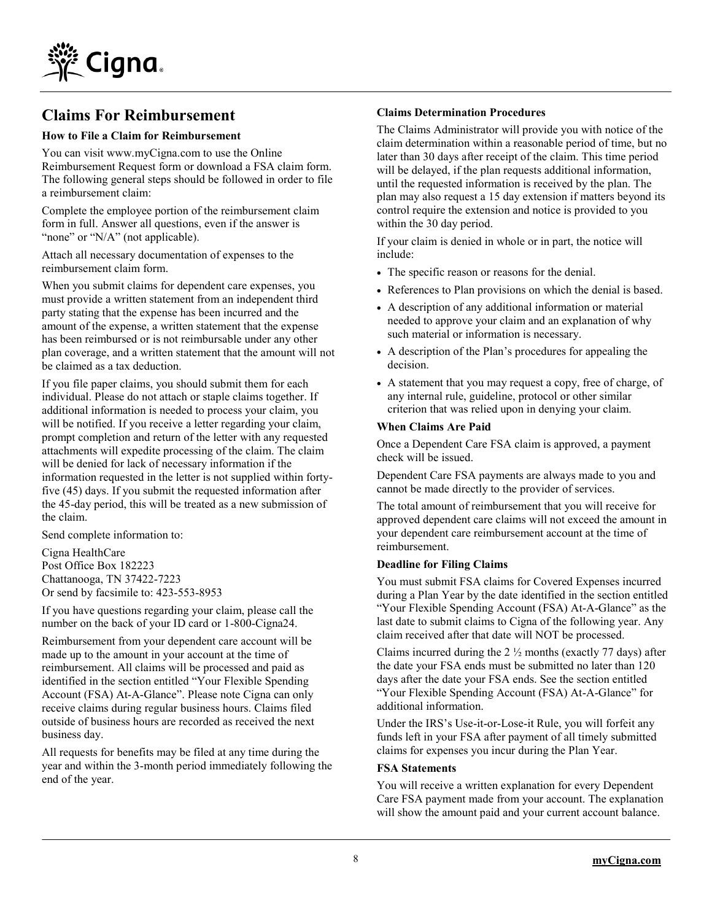## Claims For Reimbursement

### How to File a Claim for Reimbursement

You can visit www.myCigna.com to use the Online Reimbursement Request form or download a FSA claim form. The following general steps should be followed in order to file a reimbursement claim:

Complete the employee portion of the reimbursement claim form in full. Answer all questions, even if the answer is "none" or "N/A" (not applicable).

Attach all necessary documentation of expenses to the reimbursement claim form.

When you submit claims for dependent care expenses, you must provide a written statement from an independent third party stating that the expense has been incurred and the amount of the expense, a written statement that the expense has been reimbursed or is not reimbursable under any other plan coverage, and a written statement that the amount will not be claimed as a tax deduction.

If you file paper claims, you should submit them for each individual. Please do not attach or staple claims together. If additional information is needed to process your claim, you will be notified. If you receive a letter regarding your claim, prompt completion and return of the letter with any requested attachments will expedite processing of the claim. The claim will be denied for lack of necessary information if the information requested in the letter is not supplied within forty-five (45) days. If you submit the requested information after the 45-day period, this will be treated as a new submission of the claim.

Send complete information to:

Cigna HealthCare
Post Office Box 182223
Chattanooga, TN 37422-7223
Or send by facsimile to: 423-553-8953

If you have questions regarding your claim, please call the number on the back of your ID card or 1-800-Cigna24.

Reimbursement from your dependent care account will be made up to the amount in your account at the time of reimbursement. All claims will be processed and paid as identified in the section entitled "Your Flexible Spending Account (FSA) At-A-Glance". Please note Cigna can only receive claims during regular business hours. Claims filed outside of business hours are recorded as received the next business day.

All requests for benefits may be filed at any time during the year and within the 3-month period immediately following the end of the year.

### Claims Determination Procedures

The Claims Administrator will provide you with notice of the claim determination within a reasonable period of time, but no later than 30 days after receipt of the claim. This time period will be delayed, if the plan requests additional information, until the requested information is received by the plan. The plan may also request a 15 day extension if matters beyond its control require the extension and notice is provided to you within the 30 day period.

If your claim is denied in whole or in part, the notice will include:

- The specific reason or reasons for the denial.
- References to Plan provisions on which the denial is based.
- A description of any additional information or material needed to approve your claim and an explanation of why such material or information is necessary.
- A description of the Plan's procedures for appealing the decision.
- A statement that you may request a copy, free of charge, of any internal rule, guideline, protocol or other similar criterion that was relied upon in denying your claim.

### When Claims Are Paid

Once a Dependent Care FSA claim is approved, a payment check will be issued.

Dependent Care FSA payments are always made to you and cannot be made directly to the provider of services.

The total amount of reimbursement that you will receive for approved dependent care claims will not exceed the amount in your dependent care reimbursement account at the time of reimbursement.

### Deadline for Filing Claims

You must submit FSA claims for Covered Expenses incurred during a Plan Year by the date identified in the section entitled "Your Flexible Spending Account (FSA) At-A-Glance" as the last date to submit claims to Cigna of the following year. Any claim received after that date will NOT be processed.

Claims incurred during the 2 ½ months (exactly 77 days) after the date your FSA ends must be submitted no later than 120 days after the date your FSA ends. See the section entitled "Your Flexible Spending Account (FSA) At-A-Glance" for additional information.

Under the IRS's Use-it-or-Lose-it Rule, you will forfeit any funds left in your FSA after payment of all timely submitted claims for expenses you incur during the Plan Year.

### FSA Statements

You will receive a written explanation for every Dependent Care FSA payment made from your account. The explanation will show the amount paid and your current account balance.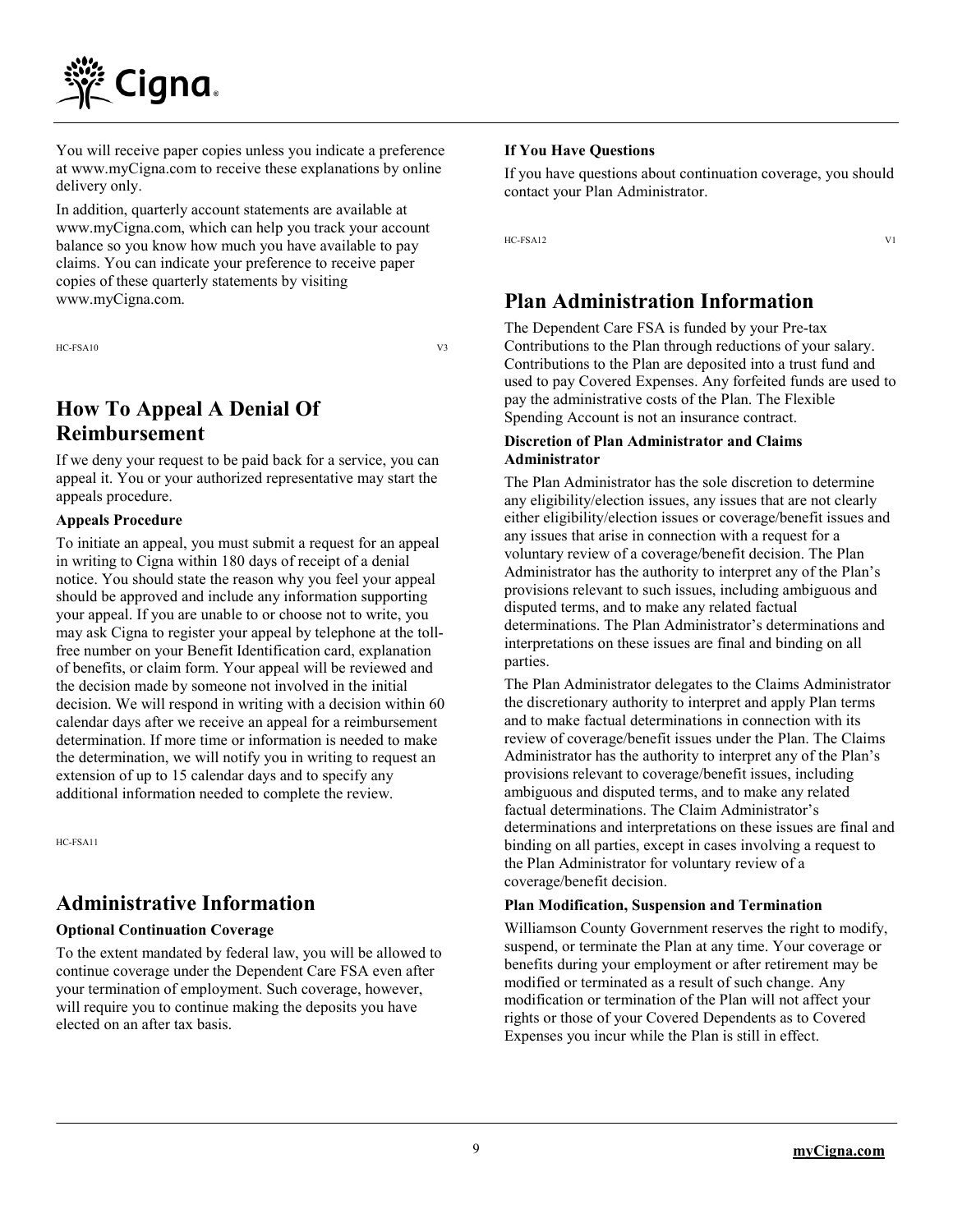You will receive paper copies unless you indicate a preference at www.myCigna.com to receive these explanations by online delivery only.

In addition, quarterly account statements are available at www.myCigna.com, which can help you track your account balance so you know how much you have available to pay claims. You can indicate your preference to receive paper copies of these quarterly statements by visiting www.myCigna.com.

HC-FSA10 V3

## How To Appeal A Denial Of Reimbursement

If we deny your request to be paid back for a service, you can appeal it. You or your authorized representative may start the appeals procedure.

**Appeals Procedure**

To initiate an appeal, you must submit a request for an appeal in writing to Cigna within 180 days of receipt of a denial notice. You should state the reason why you feel your appeal should be approved and include any information supporting your appeal. If you are unable to or choose not to write, you may ask Cigna to register your appeal by telephone at the toll-free number on your Benefit Identification card, explanation of benefits, or claim form. Your appeal will be reviewed and the decision made by someone not involved in the initial decision. We will respond in writing with a decision within 60 calendar days after we receive an appeal for a reimbursement determination. If more time or information is needed to make the determination, we will notify you in writing to request an extension of up to 15 calendar days and to specify any additional information needed to complete the review.

HC-FSA11

## Administrative Information

**Optional Continuation Coverage**

To the extent mandated by federal law, you will be allowed to continue coverage under the Dependent Care FSA even after your termination of employment. Such coverage, however, will require you to continue making the deposits you have elected on an after tax basis.

**If You Have Questions**

If you have questions about continuation coverage, you should contact your Plan Administrator.

HC-FSA12 V1

## Plan Administration Information

The Dependent Care FSA is funded by your Pre-tax Contributions to the Plan through reductions of your salary. Contributions to the Plan are deposited into a trust fund and used to pay Covered Expenses. Any forfeited funds are used to pay the administrative costs of the Plan. The Flexible Spending Account is not an insurance contract.

**Discretion of Plan Administrator and Claims Administrator**

The Plan Administrator has the sole discretion to determine any eligibility/election issues, any issues that are not clearly either eligibility/election issues or coverage/benefit issues and any issues that arise in connection with a request for a voluntary review of a coverage/benefit decision. The Plan Administrator has the authority to interpret any of the Plan's provisions relevant to such issues, including ambiguous and disputed terms, and to make any related factual determinations. The Plan Administrator's determinations and interpretations on these issues are final and binding on all parties.

The Plan Administrator delegates to the Claims Administrator the discretionary authority to interpret and apply Plan terms and to make factual determinations in connection with its review of coverage/benefit issues under the Plan. The Claims Administrator has the authority to interpret any of the Plan's provisions relevant to coverage/benefit issues, including ambiguous and disputed terms, and to make any related factual determinations. The Claim Administrator's determinations and interpretations on these issues are final and binding on all parties, except in cases involving a request to the Plan Administrator for voluntary review of a coverage/benefit decision.

**Plan Modification, Suspension and Termination**

Williamson County Government reserves the right to modify, suspend, or terminate the Plan at any time. Your coverage or benefits during your employment or after retirement may be modified or terminated as a result of such change. Any modification or termination of the Plan will not affect your rights or those of your Covered Dependents as to Covered Expenses you incur while the Plan is still in effect.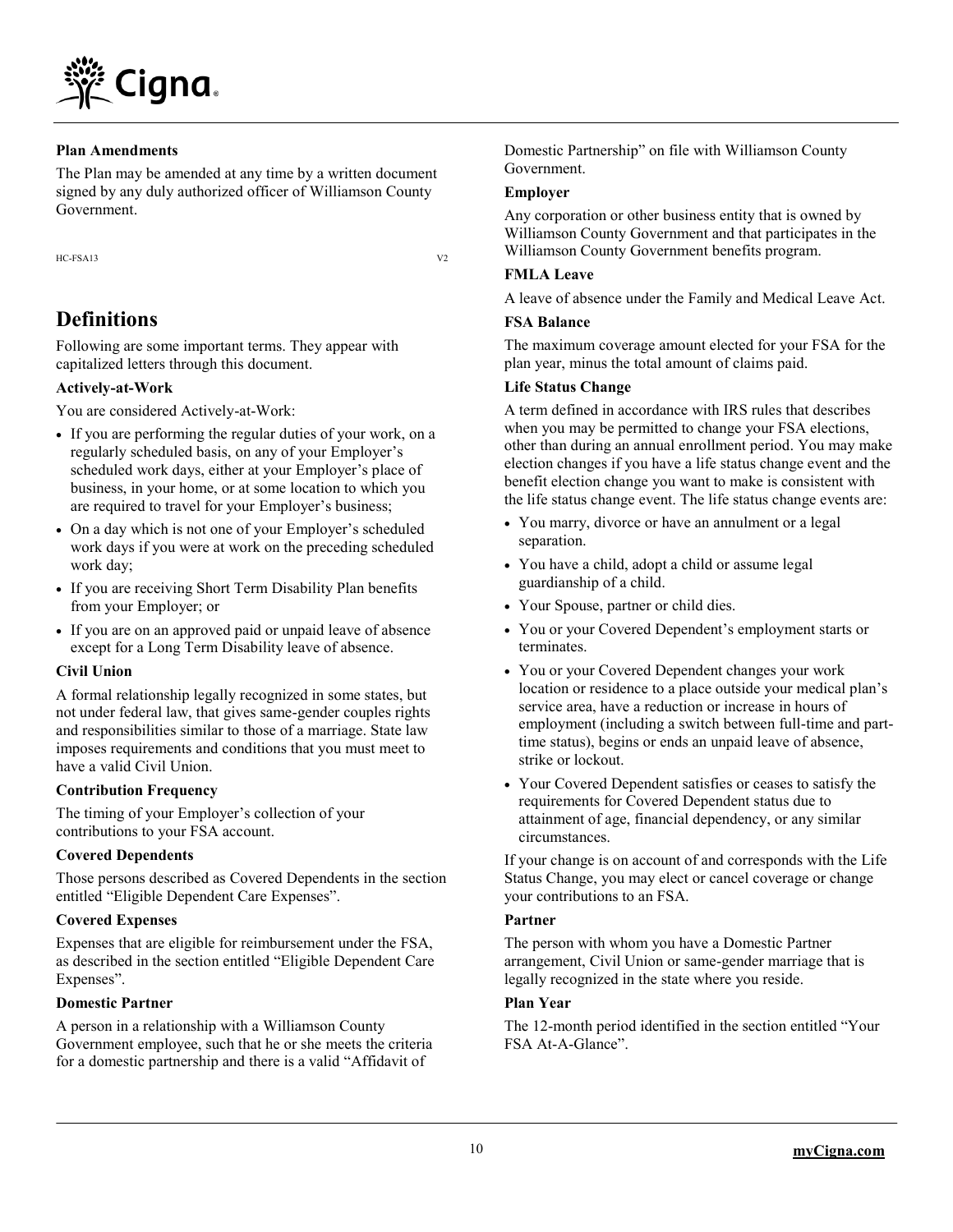**Plan Amendments**

The Plan may be amended at any time by a written document signed by any duly authorized officer of Williamson County Government.

HC-FSA13 V2

# Definitions

Following are some important terms. They appear with capitalized letters through this document.

**Actively-at-Work**

You are considered Actively-at-Work:

- If you are performing the regular duties of your work, on a regularly scheduled basis, on any of your Employer's scheduled work days, either at your Employer's place of business, in your home, or at some location to which you are required to travel for your Employer's business;
- On a day which is not one of your Employer's scheduled work days if you were at work on the preceding scheduled work day;
- If you are receiving Short Term Disability Plan benefits from your Employer; or
- If you are on an approved paid or unpaid leave of absence except for a Long Term Disability leave of absence.

**Civil Union**

A formal relationship legally recognized in some states, but not under federal law, that gives same-gender couples rights and responsibilities similar to those of a marriage. State law imposes requirements and conditions that you must meet to have a valid Civil Union.

**Contribution Frequency**

The timing of your Employer's collection of your contributions to your FSA account.

**Covered Dependents**

Those persons described as Covered Dependents in the section entitled "Eligible Dependent Care Expenses".

**Covered Expenses**

Expenses that are eligible for reimbursement under the FSA, as described in the section entitled "Eligible Dependent Care Expenses".

**Domestic Partner**

A person in a relationship with a Williamson County Government employee, such that he or she meets the criteria for a domestic partnership and there is a valid "Affidavit of Domestic Partnership" on file with Williamson County Government.

**Employer**

Any corporation or other business entity that is owned by Williamson County Government and that participates in the Williamson County Government benefits program.

**FMLA Leave**

A leave of absence under the Family and Medical Leave Act.

**FSA Balance**

The maximum coverage amount elected for your FSA for the plan year, minus the total amount of claims paid.

**Life Status Change**

A term defined in accordance with IRS rules that describes when you may be permitted to change your FSA elections, other than during an annual enrollment period. You may make election changes if you have a life status change event and the benefit election change you want to make is consistent with the life status change event. The life status change events are:

- You marry, divorce or have an annulment or a legal separation.
- You have a child, adopt a child or assume legal guardianship of a child.
- Your Spouse, partner or child dies.
- You or your Covered Dependent's employment starts or terminates.
- You or your Covered Dependent changes your work location or residence to a place outside your medical plan's service area, have a reduction or increase in hours of employment (including a switch between full-time and part-time status), begins or ends an unpaid leave of absence, strike or lockout.
- Your Covered Dependent satisfies or ceases to satisfy the requirements for Covered Dependent status due to attainment of age, financial dependency, or any similar circumstances.

If your change is on account of and corresponds with the Life Status Change, you may elect or cancel coverage or change your contributions to an FSA.

**Partner**

The person with whom you have a Domestic Partner arrangement, Civil Union or same-gender marriage that is legally recognized in the state where you reside.

**Plan Year**

The 12-month period identified in the section entitled "Your FSA At-A-Glance".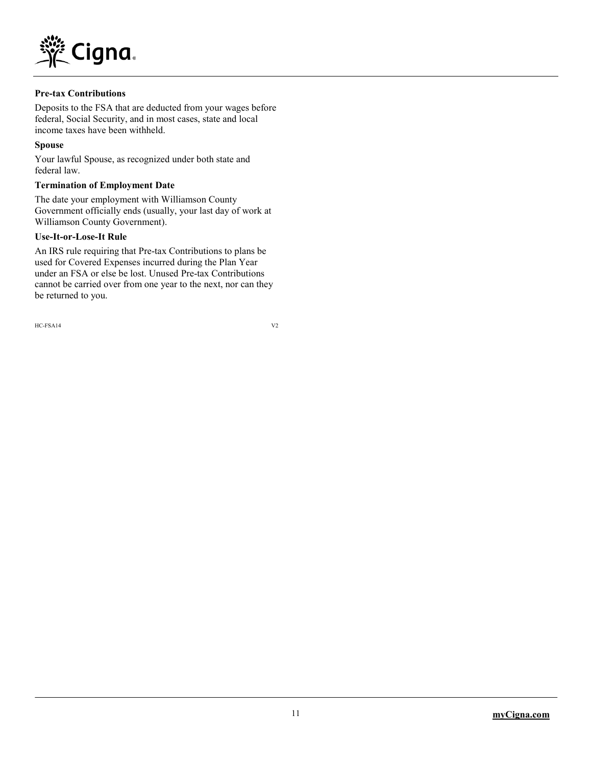**Pre-tax Contributions**

Deposits to the FSA that are deducted from your wages before federal, Social Security, and in most cases, state and local income taxes have been withheld.

**Spouse**

Your lawful Spouse, as recognized under both state and federal law.

**Termination of Employment Date**

The date your employment with Williamson County Government officially ends (usually, your last day of work at Williamson County Government).

**Use-It-or-Lose-It Rule**

An IRS rule requiring that Pre-tax Contributions to plans be used for Covered Expenses incurred during the Plan Year under an FSA or else be lost. Unused Pre-tax Contributions cannot be carried over from one year to the next, nor can they be returned to you.

HC-FSA14 V2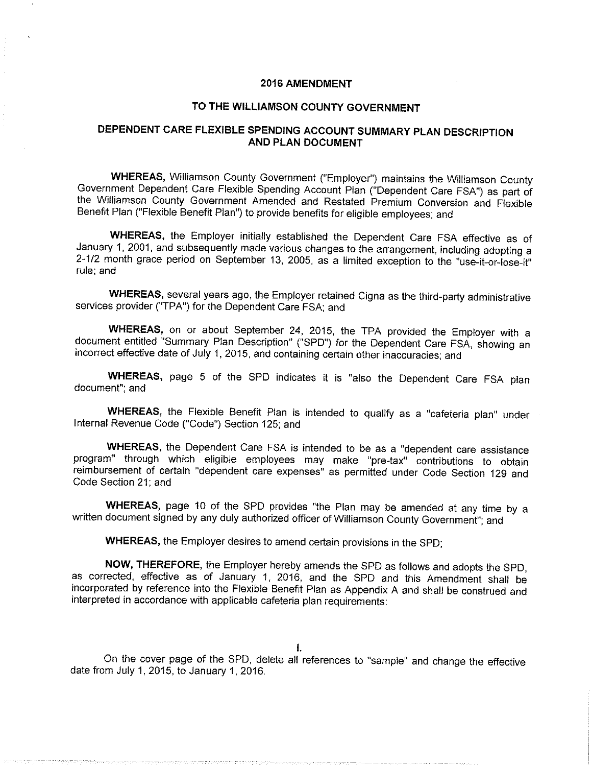# 2016 AMENDMENT

## TO THE WILLIAMSON COUNTY GOVERNMENT

## DEPENDENT CARE FLEXIBLE SPENDING ACCOUNT SUMMARY PLAN DESCRIPTION AND PLAN DOCUMENT

**WHEREAS,** Williamson County Government ("Employer") maintains the Williamson County Government Dependent Care Flexible Spending Account Plan ("Dependent Care FSA") as part of the Williamson County Government Amended and Restated Premium Conversion and Flexible Benefit Plan ("Flexible Benefit Plan") to provide benefits for eligible employees; and

**WHEREAS,** the Employer initially established the Dependent Care FSA effective as of January 1, 2001, and subsequently made various changes to the arrangement, including adopting a 2-1/2 month grace period on September 13, 2005, as a limited exception to the "use-it-or-lose-it" rule; and

**WHEREAS,** several years ago, the Employer retained Cigna as the third-party administrative services provider ("TPA") for the Dependent Care FSA; and

**WHEREAS,** on or about September 24, 2015, the TPA provided the Employer with a document entitled "Summary Plan Description" ("SPD") for the Dependent Care FSA, showing an incorrect effective date of July 1, 2015, and containing certain other inaccuracies; and

**WHEREAS,** page 5 of the SPD indicates it is "also the Dependent Care FSA plan document"; and

**WHEREAS,** the Flexible Benefit Plan is intended to qualify as a "cafeteria plan" under Internal Revenue Code ("Code") Section 125; and

**WHEREAS,** the Dependent Care FSA is intended to be as a "dependent care assistance program" through which eligible employees may make "pre-tax" contributions to obtain reimbursement of certain "dependent care expenses" as permitted under Code Section 129 and Code Section 21; and

**WHEREAS,** page 10 of the SPD provides "the Plan may be amended at any time by a written document signed by any duly authorized officer of Williamson County Government"; and

**WHEREAS,** the Employer desires to amend certain provisions in the SPD;

**NOW, THEREFORE,** the Employer hereby amends the SPD as follows and adopts the SPD, as corrected, effective as of January 1, 2016, and the SPD and this Amendment shall be incorporated by reference into the Flexible Benefit Plan as Appendix A and shall be construed and interpreted in accordance with applicable cafeteria plan requirements:

I.

On the cover page of the SPD, delete all references to "sample" and change the effective date from July 1, 2015, to January 1, 2016.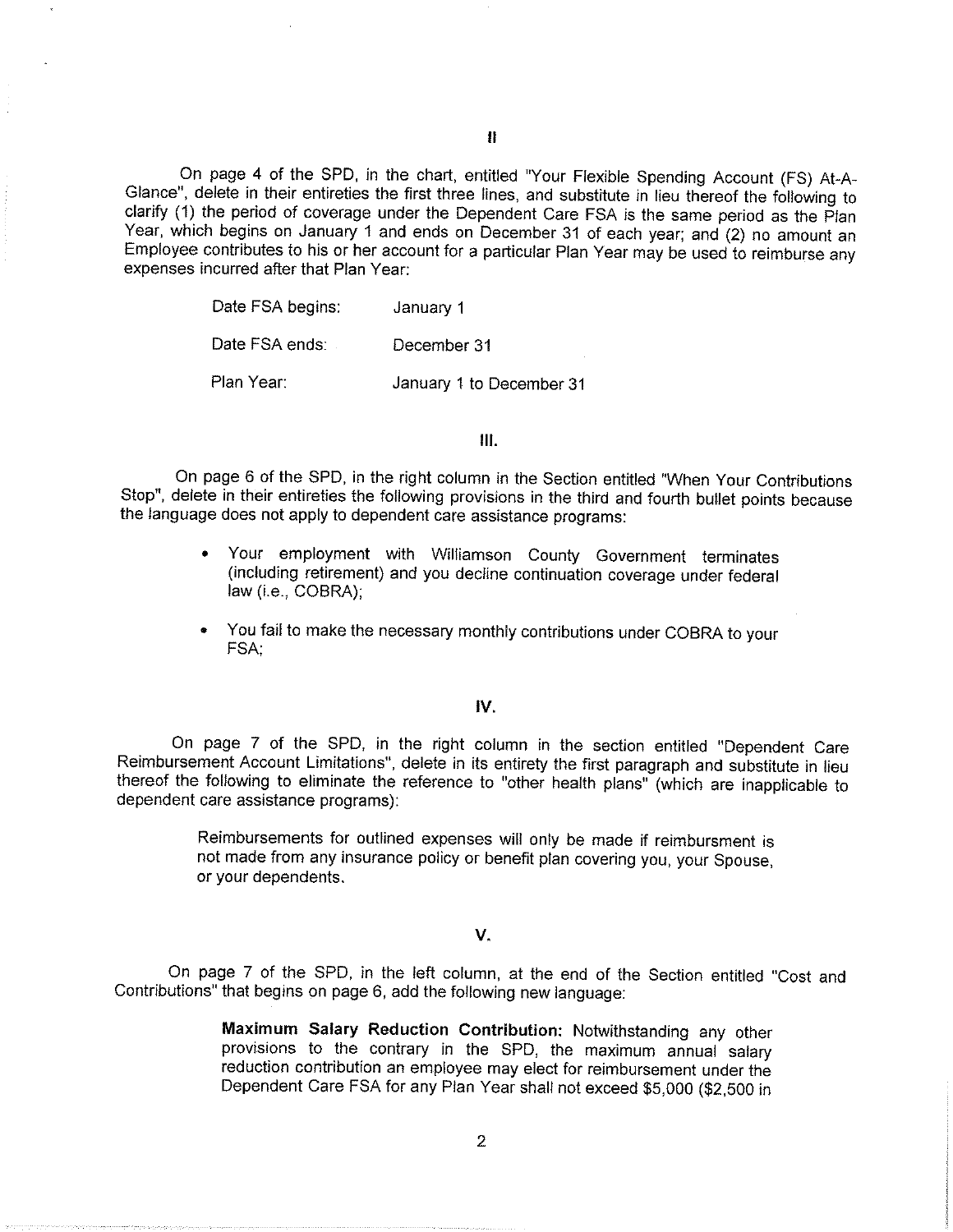II

On page 4 of the SPD, in the chart, entitled "Your Flexible Spending Account (FS) At-A-Glance", delete in their entireties the first three lines, and substitute in lieu thereof the following to clarify (1) the period of coverage under the Dependent Care FSA is the same period as the Plan Year, which begins on January 1 and ends on December 31 of each year; and (2) no amount an Employee contributes to his or her account for a particular Plan Year may be used to reimburse any expenses incurred after that Plan Year:

| | |
|---|---|
| Date FSA begins: | January 1 |
| Date FSA ends: | December 31 |
| Plan Year: | January 1 to December 31 |

III.

On page 6 of the SPD, in the right column in the Section entitled "When Your Contributions Stop", delete in their entireties the following provisions in the third and fourth bullet points because the language does not apply to dependent care assistance programs:

- Your employment with Williamson County Government terminates (including retirement) and you decline continuation coverage under federal law (i.e., COBRA);
- You fail to make the necessary monthly contributions under COBRA to your FSA;

IV.

On page 7 of the SPD, in the right column in the section entitled "Dependent Care Reimbursement Account Limitations", delete in its entirety the first paragraph and substitute in lieu thereof the following to eliminate the reference to "other health plans" (which are inapplicable to dependent care assistance programs):

> Reimbursements for outlined expenses will only be made if reimbursment is not made from any insurance policy or benefit plan covering you, your Spouse, or your dependents.

V.

On page 7 of the SPD, in the left column, at the end of the Section entitled "Cost and Contributions" that begins on page 6, add the following new language:

> **Maximum Salary Reduction Contribution:** Notwithstanding any other provisions to the contrary in the SPD, the maximum annual salary reduction contribution an employee may elect for reimbursement under the Dependent Care FSA for any Plan Year shall not exceed $5,000 ($2,500 in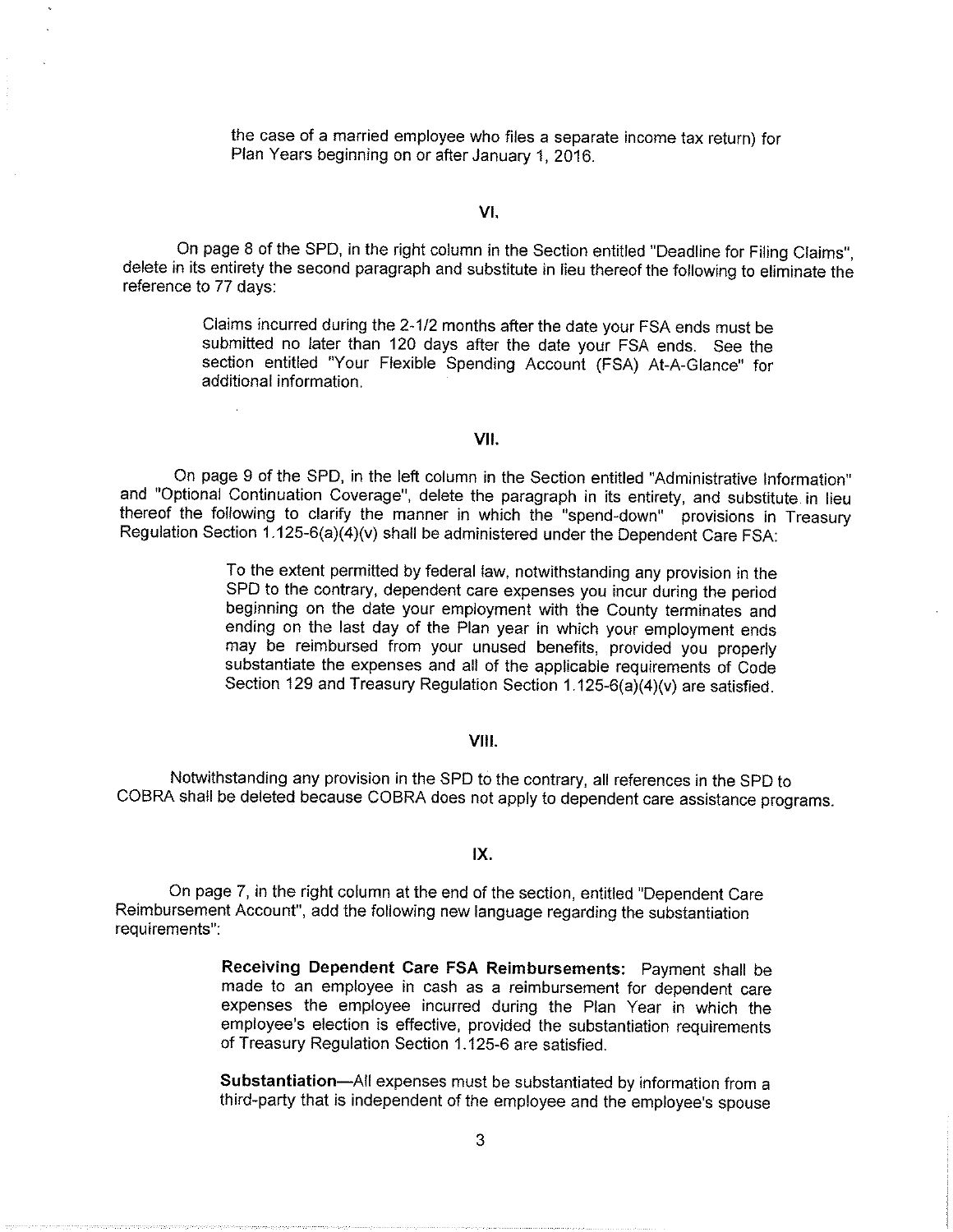the case of a married employee who files a separate income tax return) for Plan Years beginning on or after January 1, 2016.

## VI.

On page 8 of the SPD, in the right column in the Section entitled "Deadline for Filing Claims", delete in its entirety the second paragraph and substitute in lieu thereof the following to eliminate the reference to 77 days:

> Claims incurred during the 2-1/2 months after the date your FSA ends must be submitted no later than 120 days after the date your FSA ends. See the section entitled "Your Flexible Spending Account (FSA) At-A-Glance" for additional information.

## VII.

On page 9 of the SPD, in the left column in the Section entitled "Administrative Information" and "Optional Continuation Coverage", delete the paragraph in its entirety, and substitute in lieu thereof the following to clarify the manner in which the "spend-down" provisions in Treasury Regulation Section 1.125-6(a)(4)(v) shall be administered under the Dependent Care FSA:

> To the extent permitted by federal law, notwithstanding any provision in the SPD to the contrary, dependent care expenses you incur during the period beginning on the date your employment with the County terminates and ending on the last day of the Plan year in which your employment ends may be reimbursed from your unused benefits, provided you properly substantiate the expenses and all of the applicable requirements of Code Section 129 and Treasury Regulation Section 1.125-6(a)(4)(v) are satisfied.

## VIII.

Notwithstanding any provision in the SPD to the contrary, all references in the SPD to COBRA shall be deleted because COBRA does not apply to dependent care assistance programs.

## IX.

On page 7, in the right column at the end of the section, entitled "Dependent Care Reimbursement Account", add the following new language regarding the substantiation requirements":

> **Receiving Dependent Care FSA Reimbursements:** Payment shall be made to an employee in cash as a reimbursement for dependent care expenses the employee incurred during the Plan Year in which the employee's election is effective, provided the substantiation requirements of Treasury Regulation Section 1.125-6 are satisfied.
>
> **Substantiation**—All expenses must be substantiated by information from a third-party that is independent of the employee and the employee's spouse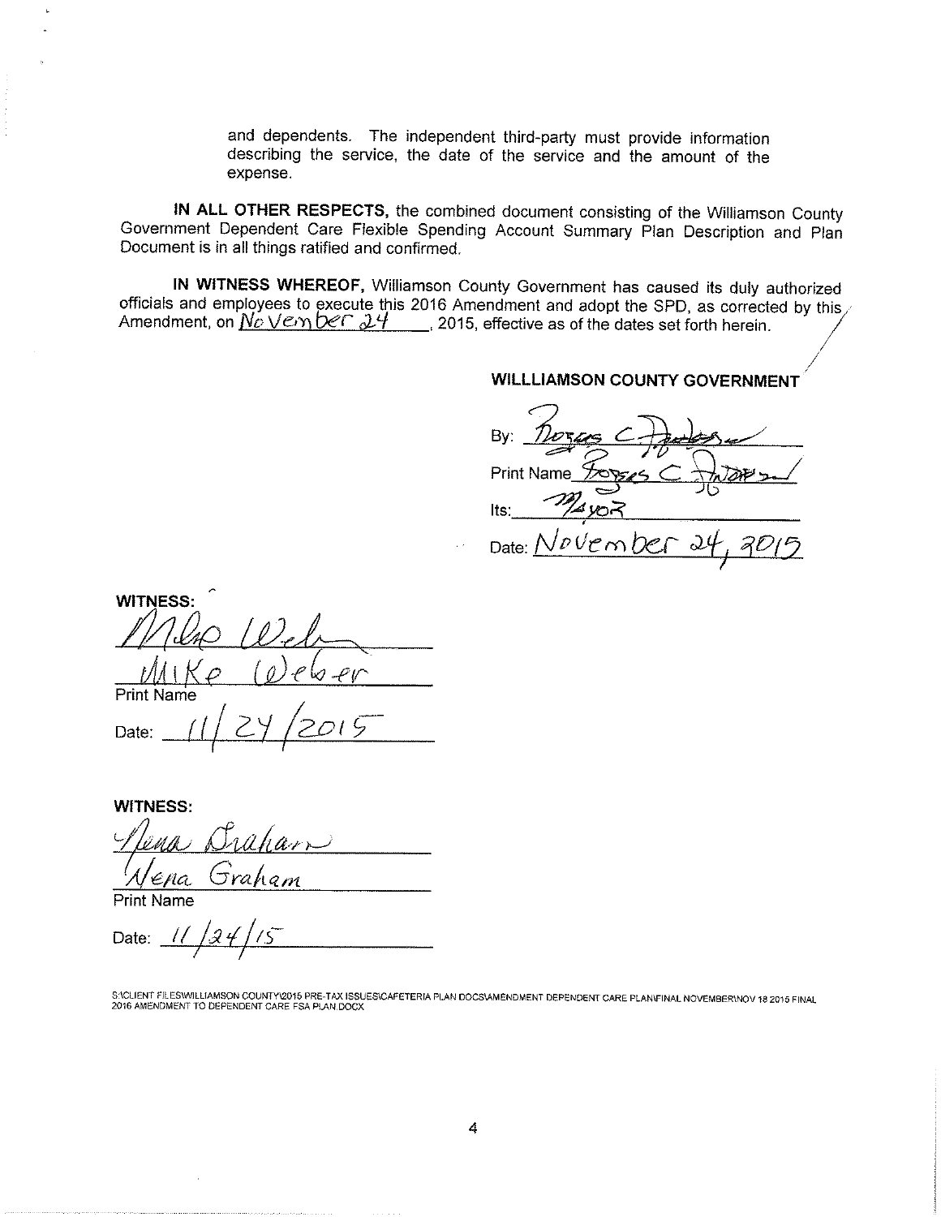and dependents. The independent third-party must provide information describing the service, the date of the service and the amount of the expense.

**IN ALL OTHER RESPECTS,** the combined document consisting of the Williamson County Government Dependent Care Flexible Spending Account Summary Plan Description and Plan Document is in all things ratified and confirmed.

**IN WITNESS WHEREOF,** Williamson County Government has caused its duly authorized officials and employees to execute this 2016 Amendment and adopt the SPD, as corrected by this Amendment, on November 24, 2015, effective as of the dates set forth herein.

**WILLLIAMSON COUNTY GOVERNMENT**

By: Rogers C. Anderson

Print Name Rogers C Anderson

Its: Mayor

Date: November 24, 2015

**WITNESS:**

Mike Weber

Mike Weber
Print Name

Date: 11/24/2015

**WITNESS:**

Nena Graham

Nena Graham
Print Name

Date: 11/24/15

S:\CLIENT FILES\WILLIAMSON COUNTY\2015 PRE-TAX ISSUES\CAFETERIA PLAN DOCS\AMENDMENT DEPENDENT CARE PLAN\FINAL NOVEMBER\NOV 18 2015 FINAL 2016 AMENDMENT TO DEPENDENT CARE FSA PLAN.DOCX